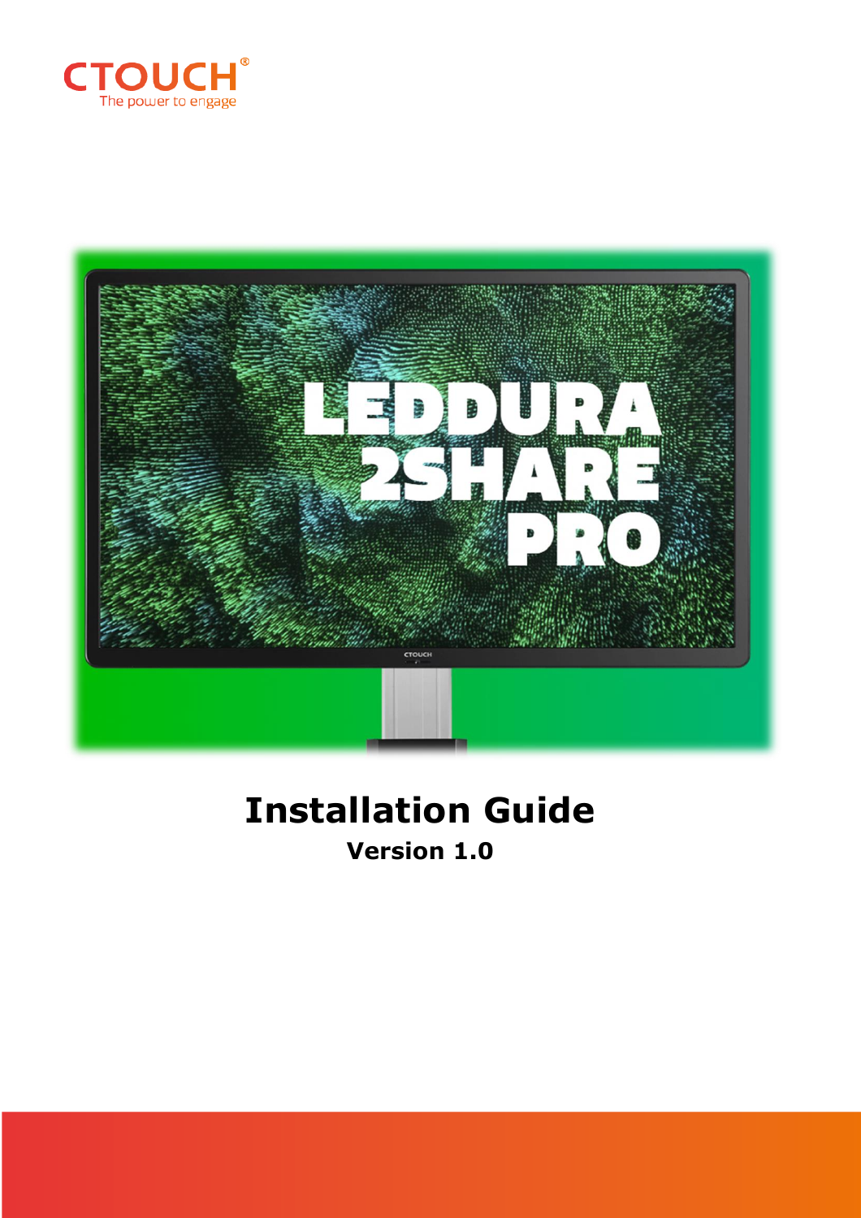CTOUCH
The power to engage

LEDDURA 2SHARE PRO

# Installation Guide

**Version 1.0**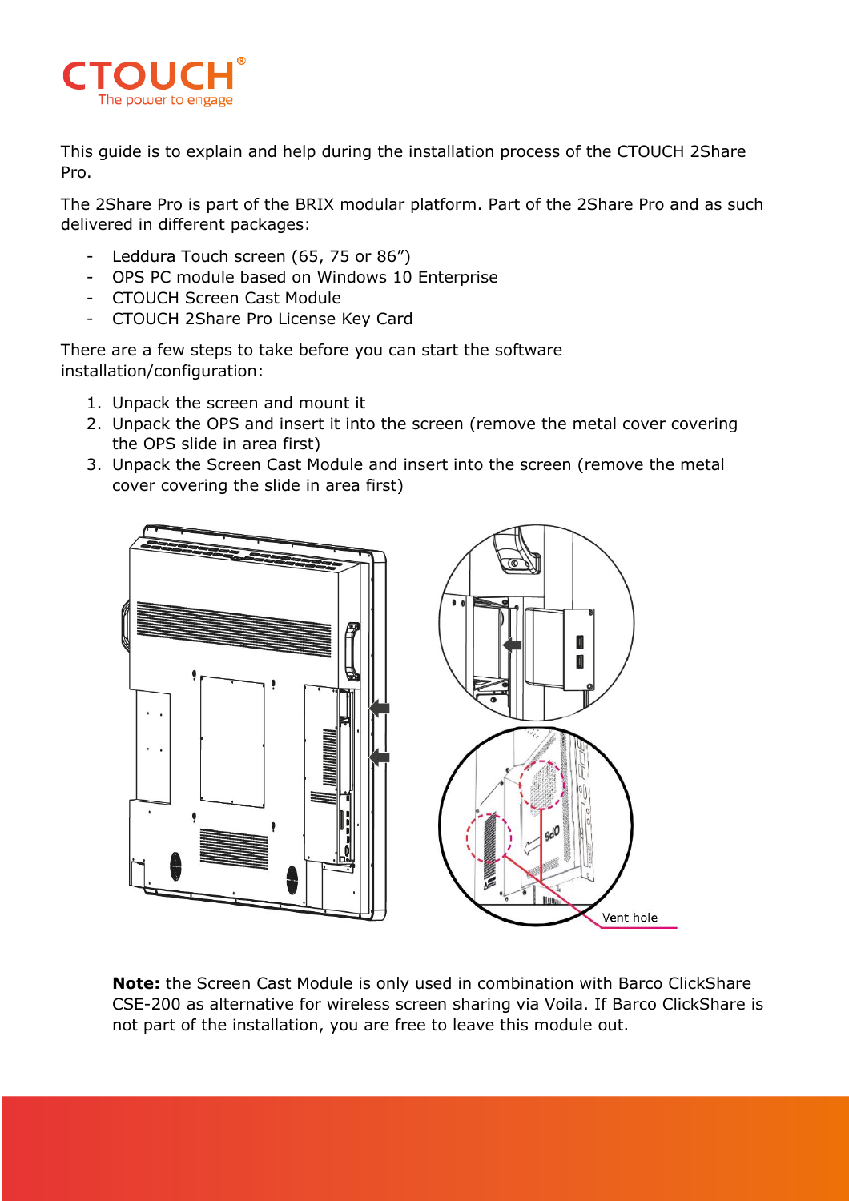This guide is to explain and help during the installation process of the CTOUCH 2Share Pro.

The 2Share Pro is part of the BRIX modular platform. Part of the 2Share Pro and as such delivered in different packages:

- Leddura Touch screen (65, 75 or 86")
- OPS PC module based on Windows 10 Enterprise
- CTOUCH Screen Cast Module
- CTOUCH 2Share Pro License Key Card

There are a few steps to take before you can start the software installation/configuration:

1. Unpack the screen and mount it
2. Unpack the OPS and insert it into the screen (remove the metal cover covering the OPS slide in area first)
3. Unpack the Screen Cast Module and insert into the screen (remove the metal cover covering the slide in area first)

**Note:** the Screen Cast Module is only used in combination with Barco ClickShare CSE-200 as alternative for wireless screen sharing via Voila. If Barco ClickShare is not part of the installation, you are free to leave this module out.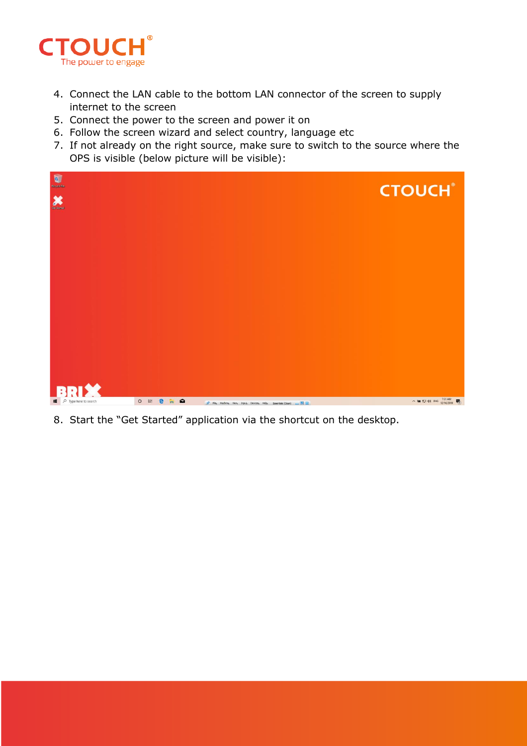4. Connect the LAN cable to the bottom LAN connector of the screen to supply internet to the screen
5. Connect the power to the screen and power it on
6. Follow the screen wizard and select country, language etc
7. If not already on the right source, make sure to switch to the source where the OPS is visible (below picture will be visible):

8. Start the "Get Started" application via the shortcut on the desktop.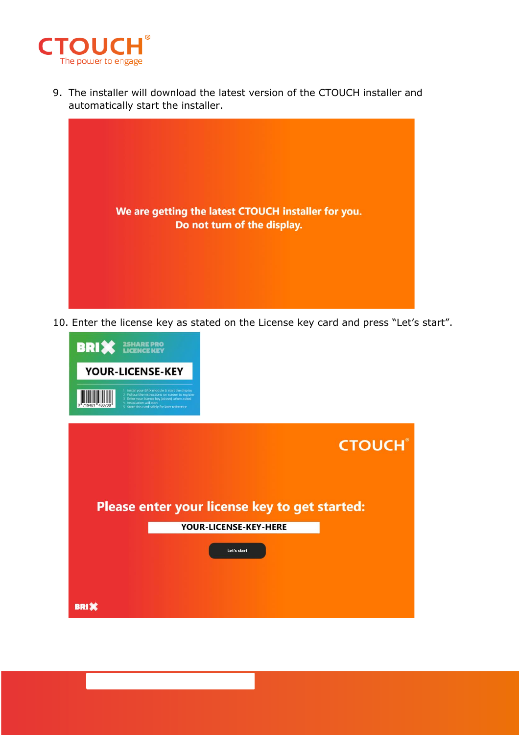9. The installer will download the latest version of the CTOUCH installer and automatically start the installer.

We are getting the latest CTOUCH installer for you.
Do not turn of the display.

10. Enter the license key as stated on the License key card and press "Let's start".

BRIX 2SHARE PRO LICENCE KEY

YOUR-LICENSE-KEY

1. Install your BRIX module & start the display
2. Follow the instructions on screen to register
3. Enter your license key (above) when asked
4. Installation will start
5. Store this card safely for later reference

CTOUCH

Please enter your license key to get started:

YOUR-LICENSE-KEY-HERE

Let's start

BRIX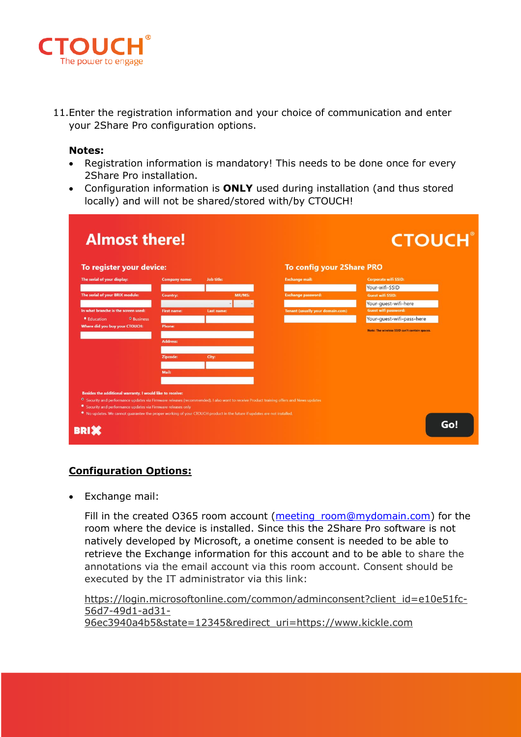11. Enter the registration information and your choice of communication and enter your 2Share Pro configuration options.

**Notes:**

- Registration information is mandatory! This needs to be done once for every 2Share Pro installation.
- Configuration information is **ONLY** used during installation (and thus stored locally) and will not be shared/stored with/by CTOUCH!

**Configuration Options:**

- Exchange mail:

  Fill in the created O365 room account (meeting_room@mydomain.com) for the room where the device is installed. Since this the 2Share Pro software is not natively developed by Microsoft, a onetime consent is needed to be able to retrieve the Exchange information for this account and to be able to share the annotations via the email account via this room account. Consent should be executed by the IT administrator via this link:

  https://login.microsoftonline.com/common/adminconsent?client_id=e10e51fc-56d7-49d1-ad31-96ec3940a4b5&state=12345&redirect_uri=https://www.kickle.com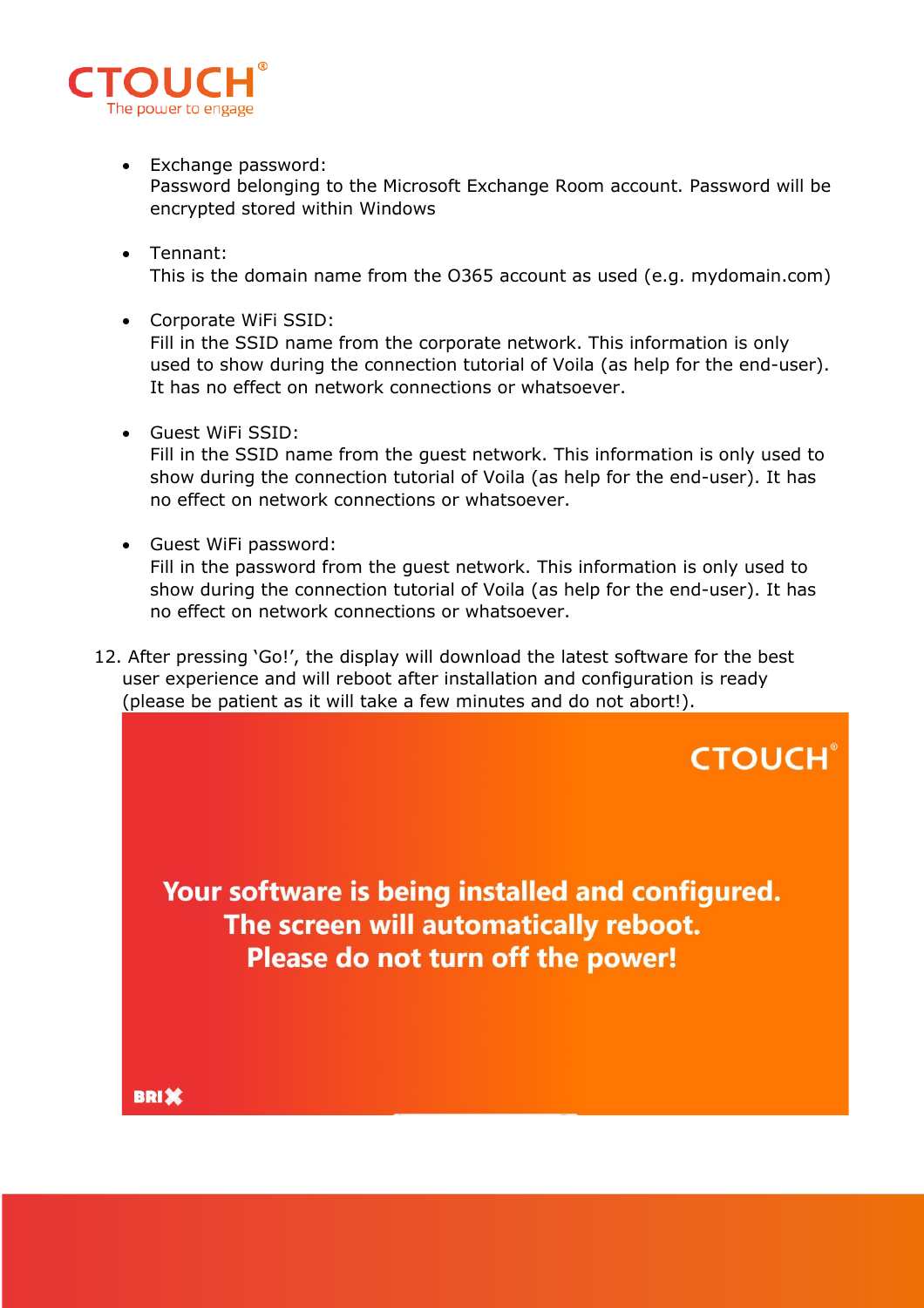- Exchange password:
  Password belonging to the Microsoft Exchange Room account. Password will be encrypted stored within Windows

- Tennant:
  This is the domain name from the O365 account as used (e.g. mydomain.com)

- Corporate WiFi SSID:
  Fill in the SSID name from the corporate network. This information is only used to show during the connection tutorial of Voila (as help for the end-user). It has no effect on network connections or whatsoever.

- Guest WiFi SSID:
  Fill in the SSID name from the guest network. This information is only used to show during the connection tutorial of Voila (as help for the end-user). It has no effect on network connections or whatsoever.

- Guest WiFi password:
  Fill in the password from the guest network. This information is only used to show during the connection tutorial of Voila (as help for the end-user). It has no effect on network connections or whatsoever.

12. After pressing 'Go!', the display will download the latest software for the best user experience and will reboot after installation and configuration is ready (please be patient as it will take a few minutes and do not abort!).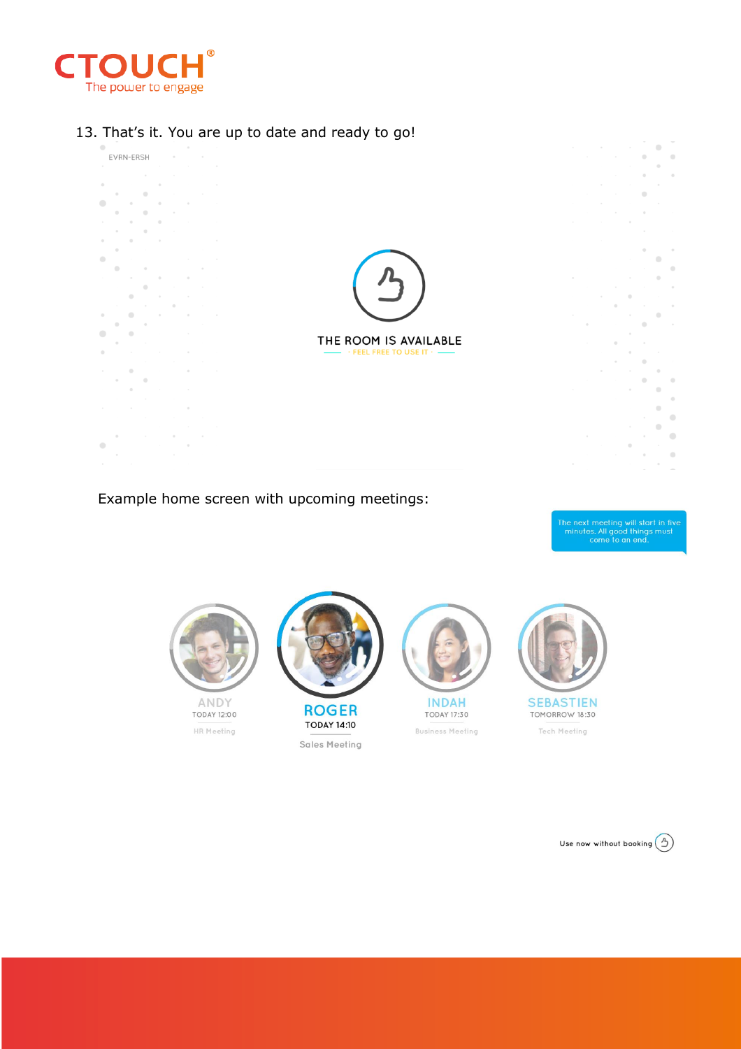13. That's it. You are up to date and ready to go!

EVRN-ERSH

THE ROOM IS AVAILABLE

FEEL FREE TO USE IT

Example home screen with upcoming meetings:

The next meeting will start in five minutes. All good things must come to an end.

ANDY
TODAY 12:00
HR Meeting

ROGER
TODAY 14:10
Sales Meeting

INDAH
TODAY 17:30
Business Meeting

SEBASTIEN
TOMORROW 18:30
Tech Meeting

Use now without booking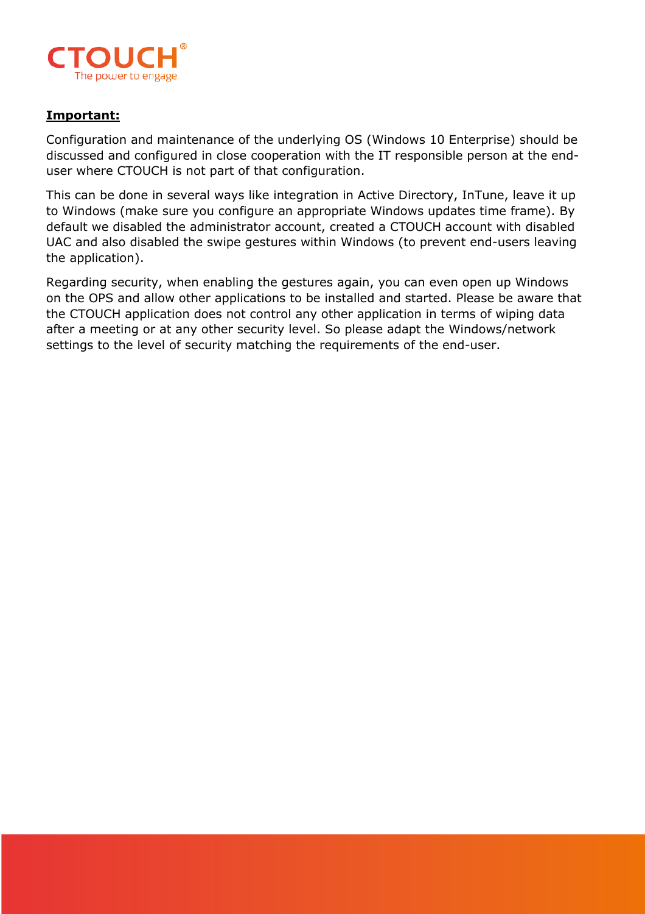**Important:**

Configuration and maintenance of the underlying OS (Windows 10 Enterprise) should be discussed and configured in close cooperation with the IT responsible person at the end-user where CTOUCH is not part of that configuration.

This can be done in several ways like integration in Active Directory, InTune, leave it up to Windows (make sure you configure an appropriate Windows updates time frame). By default we disabled the administrator account, created a CTOUCH account with disabled UAC and also disabled the swipe gestures within Windows (to prevent end-users leaving the application).

Regarding security, when enabling the gestures again, you can even open up Windows on the OPS and allow other applications to be installed and started. Please be aware that the CTOUCH application does not control any other application in terms of wiping data after a meeting or at any other security level. So please adapt the Windows/network settings to the level of security matching the requirements of the end-user.